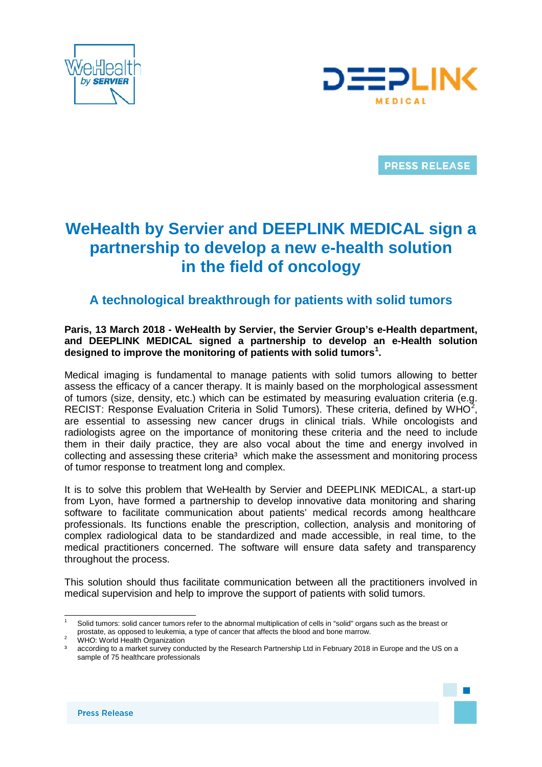PRESS RELEASE

# WeHealth by Servier and DEEPLINK MEDICAL sign a partnership to develop a new e-health solution in the field of oncology

## A technological breakthrough for patients with solid tumors

**Paris, 13 March 2018 - WeHealth by Servier, the Servier Group's e-Health department, and DEEPLINK MEDICAL signed a partnership to develop an e-Health solution designed to improve the monitoring of patients with solid tumors[1].**

Medical imaging is fundamental to manage patients with solid tumors allowing to better assess the efficacy of a cancer therapy. It is mainly based on the morphological assessment of tumors (size, density, etc.) which can be estimated by measuring evaluation criteria (e.g. RECIST: Response Evaluation Criteria in Solid Tumors). These criteria, defined by WHO[2], are essential to assessing new cancer drugs in clinical trials. While oncologists and radiologists agree on the importance of monitoring these criteria and the need to include them in their daily practice, they are also vocal about the time and energy involved in collecting and assessing these criteria[3] which make the assessment and monitoring process of tumor response to treatment long and complex.

It is to solve this problem that WeHealth by Servier and DEEPLINK MEDICAL, a start-up from Lyon, have formed a partnership to develop innovative data monitoring and sharing software to facilitate communication about patients' medical records among healthcare professionals. Its functions enable the prescription, collection, analysis and monitoring of complex radiological data to be standardized and made accessible, in real time, to the medical practitioners concerned. The software will ensure data safety and transparency throughout the process.

This solution should thus facilitate communication between all the practitioners involved in medical supervision and help to improve the support of patients with solid tumors.

---

[1] Solid tumors: solid cancer tumors refer to the abnormal multiplication of cells in "solid" organs such as the breast or prostate, as opposed to leukemia, a type of cancer that affects the blood and bone marrow.

[2] WHO: World Health Organization

[3] according to a market survey conducted by the Research Partnership Ltd in February 2018 in Europe and the US on a sample of 75 healthcare professionals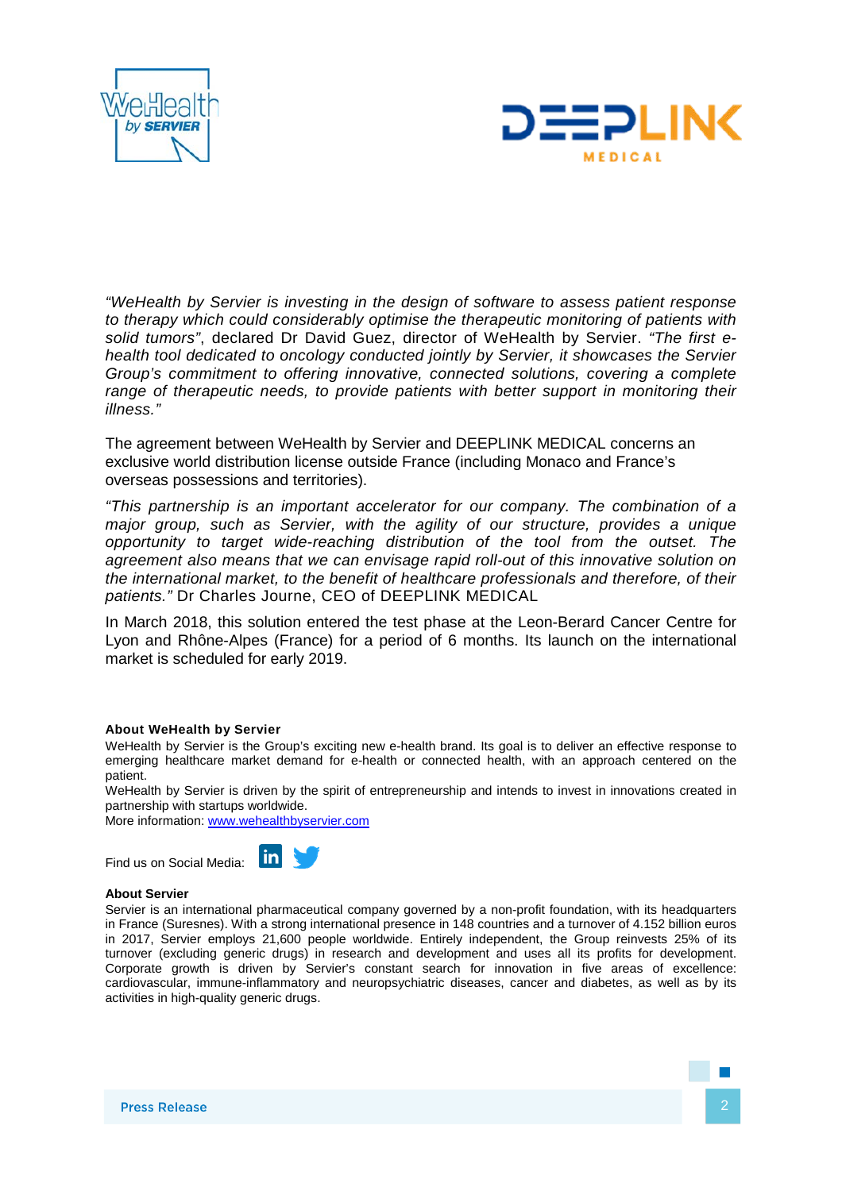*"WeHealth by Servier is investing in the design of software to assess patient response to therapy which could considerably optimise the therapeutic monitoring of patients with solid tumors"*, declared Dr David Guez, director of WeHealth by Servier. *"The first e-health tool dedicated to oncology conducted jointly by Servier, it showcases the Servier Group's commitment to offering innovative, connected solutions, covering a complete range of therapeutic needs, to provide patients with better support in monitoring their illness."*

The agreement between WeHealth by Servier and DEEPLINK MEDICAL concerns an exclusive world distribution license outside France (including Monaco and France's overseas possessions and territories).

*"This partnership is an important accelerator for our company. The combination of a major group, such as Servier, with the agility of our structure, provides a unique opportunity to target wide-reaching distribution of the tool from the outset. The agreement also means that we can envisage rapid roll-out of this innovative solution on the international market, to the benefit of healthcare professionals and therefore, of their patients."* Dr Charles Journe, CEO of DEEPLINK MEDICAL

In March 2018, this solution entered the test phase at the Leon-Berard Cancer Centre for Lyon and Rhône-Alpes (France) for a period of 6 months. Its launch on the international market is scheduled for early 2019.

**About WeHealth by Servier**

WeHealth by Servier is the Group's exciting new e-health brand. Its goal is to deliver an effective response to emerging healthcare market demand for e-health or connected health, with an approach centered on the patient.

WeHealth by Servier is driven by the spirit of entrepreneurship and intends to invest in innovations created in partnership with startups worldwide.

More information: [www.wehealthbyservier.com](http://www.wehealthbyservier.com)

Find us on Social Media:

**About Servier**

Servier is an international pharmaceutical company governed by a non-profit foundation, with its headquarters in France (Suresnes). With a strong international presence in 148 countries and a turnover of 4.152 billion euros in 2017, Servier employs 21,600 people worldwide. Entirely independent, the Group reinvests 25% of its turnover (excluding generic drugs) in research and development and uses all its profits for development. Corporate growth is driven by Servier's constant search for innovation in five areas of excellence: cardiovascular, immune-inflammatory and neuropsychiatric diseases, cancer and diabetes, as well as by its activities in high-quality generic drugs.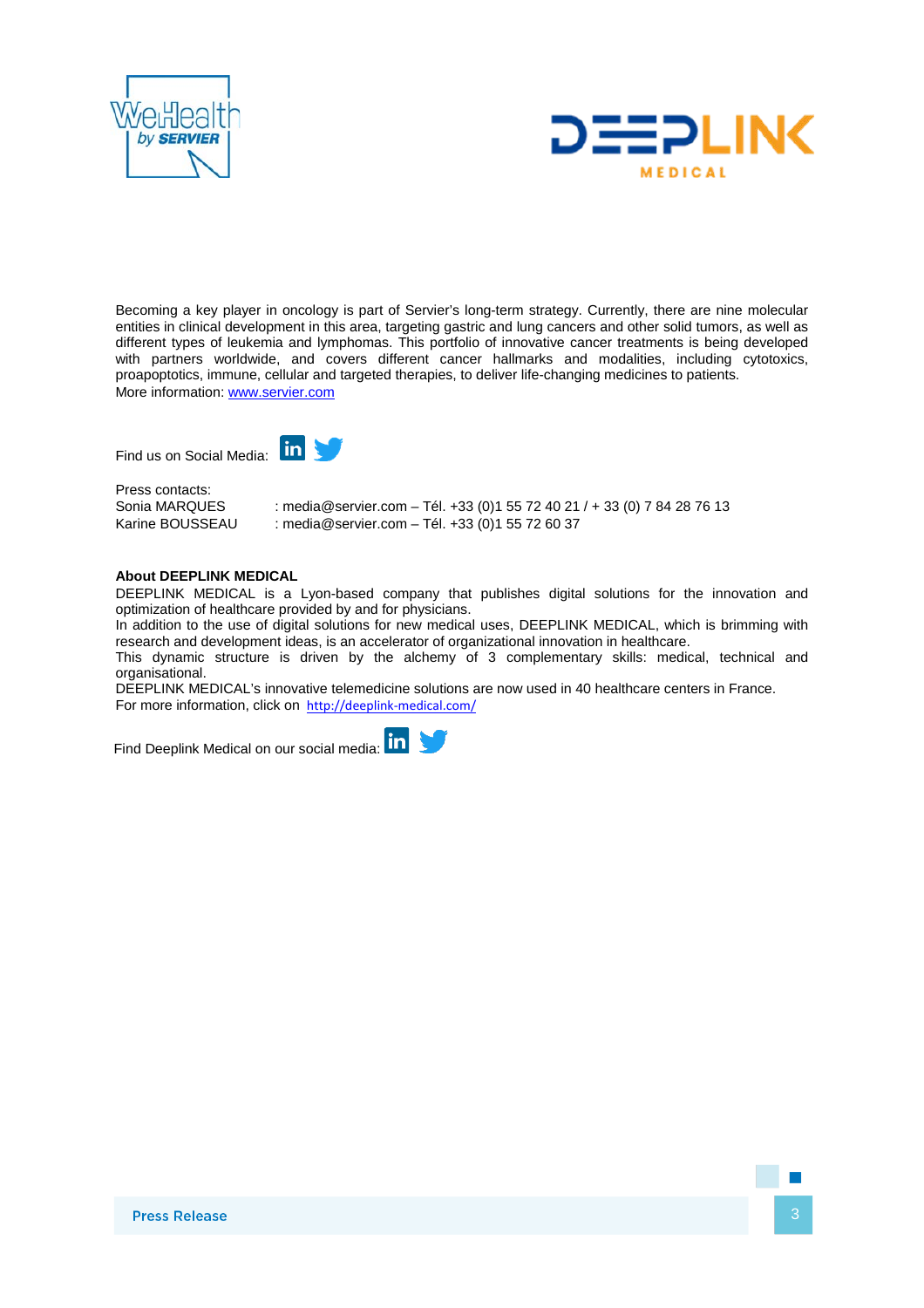Becoming a key player in oncology is part of Servier's long-term strategy. Currently, there are nine molecular entities in clinical development in this area, targeting gastric and lung cancers and other solid tumors, as well as different types of leukemia and lymphomas. This portfolio of innovative cancer treatments is being developed with partners worldwide, and covers different cancer hallmarks and modalities, including cytotoxics, proapoptotics, immune, cellular and targeted therapies, to deliver life-changing medicines to patients.
More information: [www.servier.com](http://www.servier.com)

Find us on Social Media:

Press contacts:

| | |
|---|---|
| Sonia MARQUES | : media@servier.com – Tél. +33 (0)1 55 72 40 21 / + 33 (0) 7 84 28 76 13 |
| Karine BOUSSEAU | : media@servier.com – Tél. +33 (0)1 55 72 60 37 |

**About DEEPLINK MEDICAL**

DEEPLINK MEDICAL is a Lyon-based company that publishes digital solutions for the innovation and optimization of healthcare provided by and for physicians.
In addition to the use of digital solutions for new medical uses, DEEPLINK MEDICAL, which is brimming with research and development ideas, is an accelerator of organizational innovation in healthcare.
This dynamic structure is driven by the alchemy of 3 complementary skills: medical, technical and organisational.
DEEPLINK MEDICAL's innovative telemedicine solutions are now used in 40 healthcare centers in France.
For more information, click on [http://deeplink-medical.com/](http://deeplink-medical.com/)

Find Deeplink Medical on our social media: